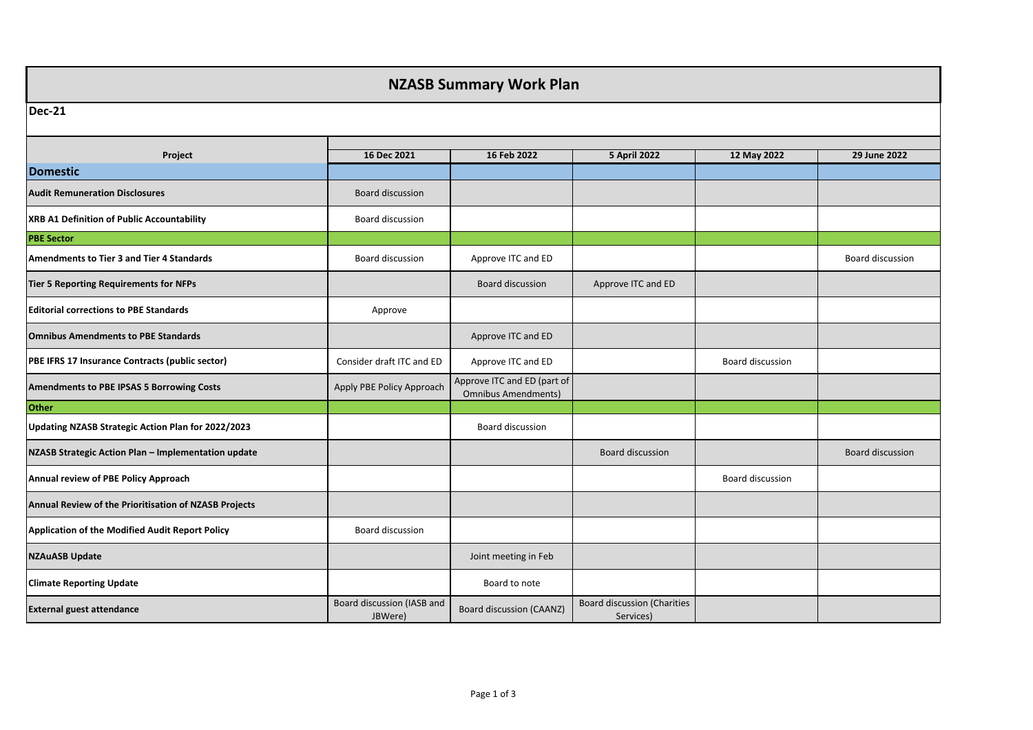# NZASB Summary Work Plan

**Dec-21**

| Project | 16 Dec 2021 | 16 Feb 2022 | 5 April 2022 | 12 May 2022 | 29 June 2022 |
|---|---|---|---|---|---|
| **Domestic** | | | | | |
| **Audit Remuneration Disclosures** | Board discussion | | | | |
| **XRB A1 Definition of Public Accountability** | Board discussion | | | | |
| **PBE Sector** | | | | | |
| **Amendments to Tier 3 and Tier 4 Standards** | Board discussion | Approve ITC and ED | | | Board discussion |
| **Tier 5 Reporting Requirements for NFPs** | | Board discussion | Approve ITC and ED | | |
| **Editorial corrections to PBE Standards** | Approve | | | | |
| **Omnibus Amendments to PBE Standards** | | Approve ITC and ED | | | |
| **PBE IFRS 17 Insurance Contracts (public sector)** | Consider draft ITC and ED | Approve ITC and ED | | Board discussion | |
| **Amendments to PBE IPSAS 5 Borrowing Costs** | Apply PBE Policy Approach | Approve ITC and ED (part of Omnibus Amendments) | | | |
| **Other** | | | | | |
| **Updating NZASB Strategic Action Plan for 2022/2023** | | Board discussion | | | |
| **NZASB Strategic Action Plan – Implementation update** | | | Board discussion | | Board discussion |
| **Annual review of PBE Policy Approach** | | | | Board discussion | |
| **Annual Review of the Prioritisation of NZASB Projects** | | | | | |
| **Application of the Modified Audit Report Policy** | Board discussion | | | | |
| **NZAuASB Update** | | Joint meeting in Feb | | | |
| **Climate Reporting Update** | | Board to note | | | |
| **External guest attendance** | Board discussion (IASB and JBWere) | Board discussion (CAANZ) | Board discussion (Charities Services) | | |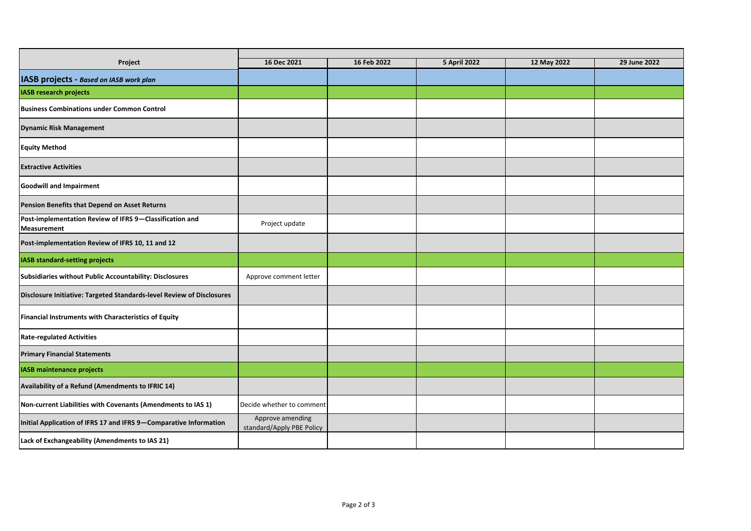| Project | 16 Dec 2021 | 16 Feb 2022 | 5 April 2022 | 12 May 2022 | 29 June 2022 |
| --- | --- | --- | --- | --- | --- |
| **IASB projects** - ***Based on IASB work plan*** | | | | | |
| **IASB research projects** | | | | | |
| **Business Combinations under Common Control** | | | | | |
| **Dynamic Risk Management** | | | | | |
| **Equity Method** | | | | | |
| **Extractive Activities** | | | | | |
| **Goodwill and Impairment** | | | | | |
| **Pension Benefits that Depend on Asset Returns** | | | | | |
| **Post-implementation Review of IFRS 9—Classification and Measurement** | Project update | | | | |
| **Post-implementation Review of IFRS 10, 11 and 12** | | | | | |
| **IASB standard-setting projects** | | | | | |
| **Subsidiaries without Public Accountability: Disclosures** | Approve comment letter | | | | |
| **Disclosure Initiative: Targeted Standards-level Review of Disclosures** | | | | | |
| **Financial Instruments with Characteristics of Equity** | | | | | |
| **Rate-regulated Activities** | | | | | |
| **Primary Financial Statements** | | | | | |
| **IASB maintenance projects** | | | | | |
| **Availability of a Refund (Amendments to IFRIC 14)** | | | | | |
| **Non-current Liabilities with Covenants (Amendments to IAS 1)** | Decide whether to comment | | | | |
| **Initial Application of IFRS 17 and IFRS 9—Comparative Information** | Approve amending standard/Apply PBE Policy | | | | |
| **Lack of Exchangeability (Amendments to IAS 21)** | | | | | |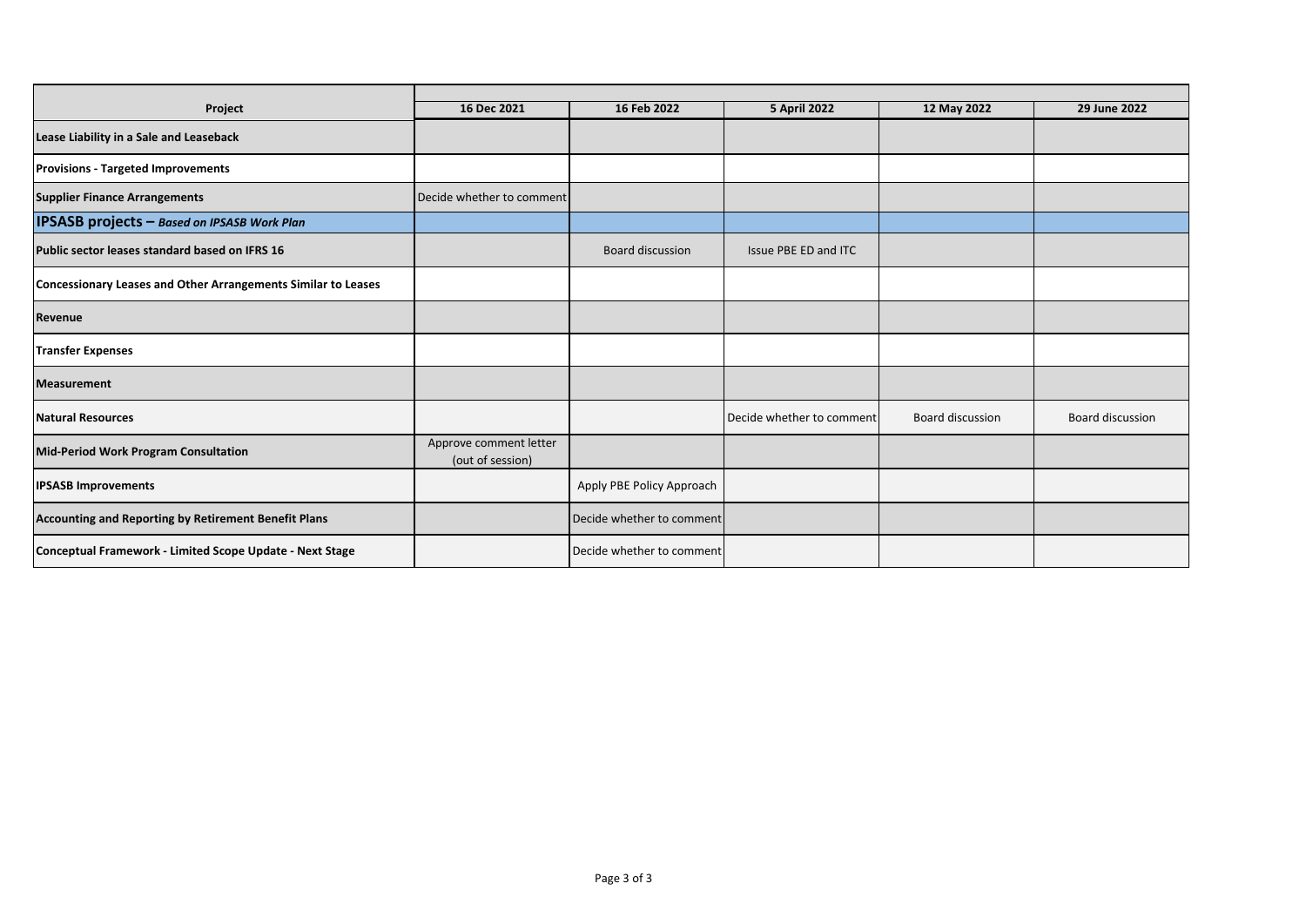| Project | 16 Dec 2021 | 16 Feb 2022 | 5 April 2022 | 12 May 2022 | 29 June 2022 |
|---|---|---|---|---|---|
| **Lease Liability in a Sale and Leaseback** | | | | | |
| **Provisions - Targeted Improvements** | | | | | |
| **Supplier Finance Arrangements** | Decide whether to comment | | | | |
| **IPSASB projects –** ***Based on IPSASB Work Plan*** | | | | | |
| **Public sector leases standard based on IFRS 16** | | Board discussion | Issue PBE ED and ITC | | |
| **Concessionary Leases and Other Arrangements Similar to Leases** | | | | | |
| **Revenue** | | | | | |
| **Transfer Expenses** | | | | | |
| **Measurement** | | | | | |
| **Natural Resources** | | | Decide whether to comment | Board discussion | Board discussion |
| **Mid-Period Work Program Consultation** | Approve comment letter (out of session) | | | | |
| **IPSASB Improvements** | | Apply PBE Policy Approach | | | |
| **Accounting and Reporting by Retirement Benefit Plans** | | Decide whether to comment | | | |
| **Conceptual Framework - Limited Scope Update - Next Stage** | | Decide whether to comment | | | |